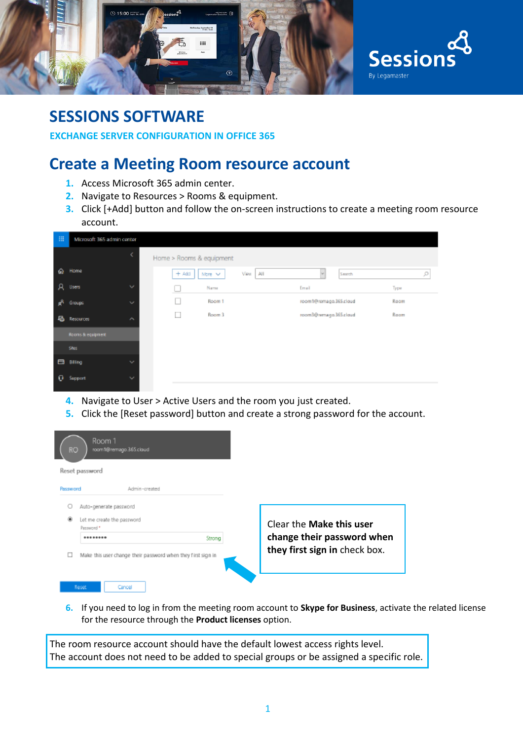# SESSIONS SOFTWARE

## EXCHANGE SERVER CONFIGURATION IN OFFICE 365

## Create a Meeting Room resource account

1. Access Microsoft 365 admin center.
2. Navigate to Resources > Rooms & equipment.
3. Click [+Add] button and follow the on-screen instructions to create a meeting room resource account.

4. Navigate to User > Active Users and the room you just created.
5. Click the [Reset password] button and create a strong password for the account.

Clear the **Make this user change their password when they first sign in** check box.

6. If you need to log in from the meeting room account to **Skype for Business**, activate the related license for the resource through the **Product licenses** option.

The room resource account should have the default lowest access rights level.
The account does not need to be added to special groups or be assigned a specific role.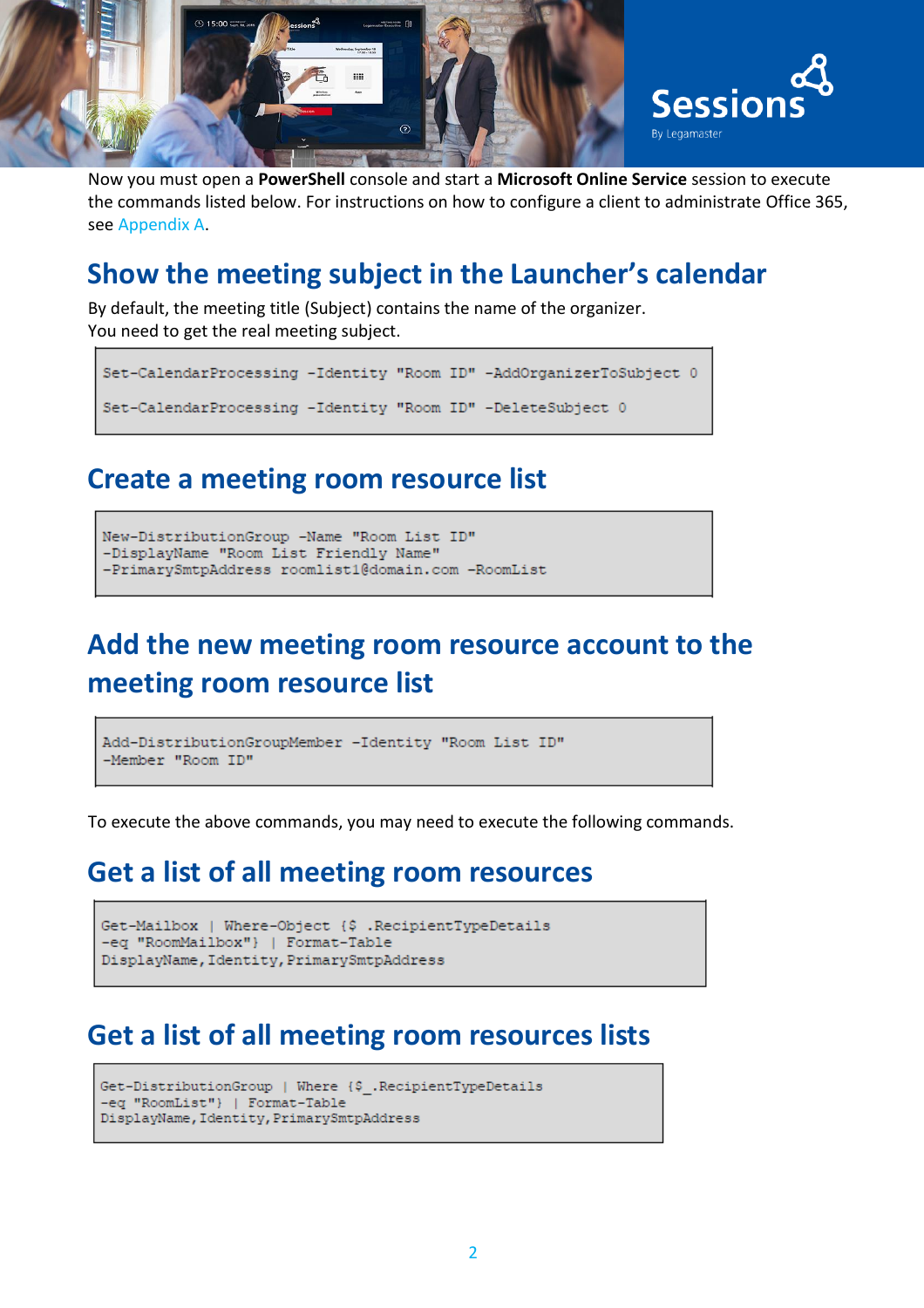Now you must open a **PowerShell** console and start a **Microsoft Online Service** session to execute the commands listed below. For instructions on how to configure a client to administrate Office 365, see Appendix A.

## Show the meeting subject in the Launcher's calendar

By default, the meeting title (Subject) contains the name of the organizer.
You need to get the real meeting subject.

```
Set-CalendarProcessing -Identity "Room ID" -AddOrganizerToSubject 0

Set-CalendarProcessing -Identity "Room ID" -DeleteSubject 0
```

## Create a meeting room resource list

```
New-DistributionGroup -Name "Room List ID"
-DisplayName "Room List Friendly Name"
-PrimarySmtpAddress roomlist1@domain.com -RoomList
```

## Add the new meeting room resource account to the meeting room resource list

```
Add-DistributionGroupMember -Identity "Room List ID"
-Member "Room ID"
```

To execute the above commands, you may need to execute the following commands.

## Get a list of all meeting room resources

```
Get-Mailbox | Where-Object {$ .RecipientTypeDetails
-eq "RoomMailbox"} | Format-Table
DisplayName,Identity,PrimarySmtpAddress
```

## Get a list of all meeting room resources lists

```
Get-DistributionGroup | Where {$_.RecipientTypeDetails
-eq "RoomList"} | Format-Table
DisplayName,Identity,PrimarySmtpAddress
```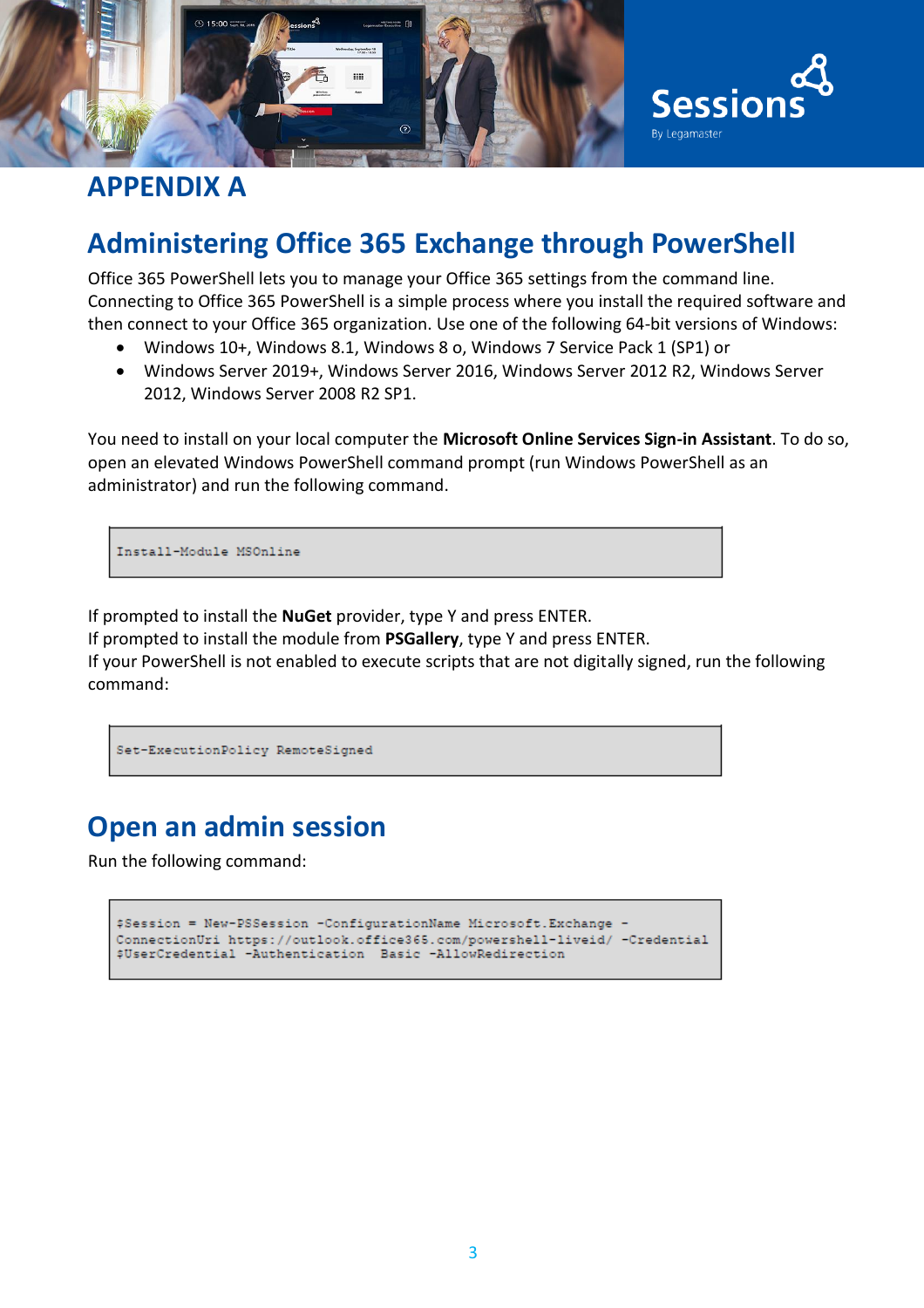# APPENDIX A

## Administering Office 365 Exchange through PowerShell

Office 365 PowerShell lets you to manage your Office 365 settings from the command line. Connecting to Office 365 PowerShell is a simple process where you install the required software and then connect to your Office 365 organization. Use one of the following 64-bit versions of Windows:

- Windows 10+, Windows 8.1, Windows 8 o, Windows 7 Service Pack 1 (SP1) or
- Windows Server 2019+, Windows Server 2016, Windows Server 2012 R2, Windows Server 2012, Windows Server 2008 R2 SP1.

You need to install on your local computer the **Microsoft Online Services Sign-in Assistant**. To do so, open an elevated Windows PowerShell command prompt (run Windows PowerShell as an administrator) and run the following command.

```
Install-Module MSOnline
```

If prompted to install the **NuGet** provider, type Y and press ENTER.
If prompted to install the module from **PSGallery**, type Y and press ENTER.
If your PowerShell is not enabled to execute scripts that are not digitally signed, run the following command:

```
Set-ExecutionPolicy RemoteSigned
```

## Open an admin session

Run the following command:

```
$Session = New-PSSession -ConfigurationName Microsoft.Exchange -
ConnectionUri https://outlook.office365.com/powershell-liveid/ -Credential
$UserCredential -Authentication  Basic -AllowRedirection
```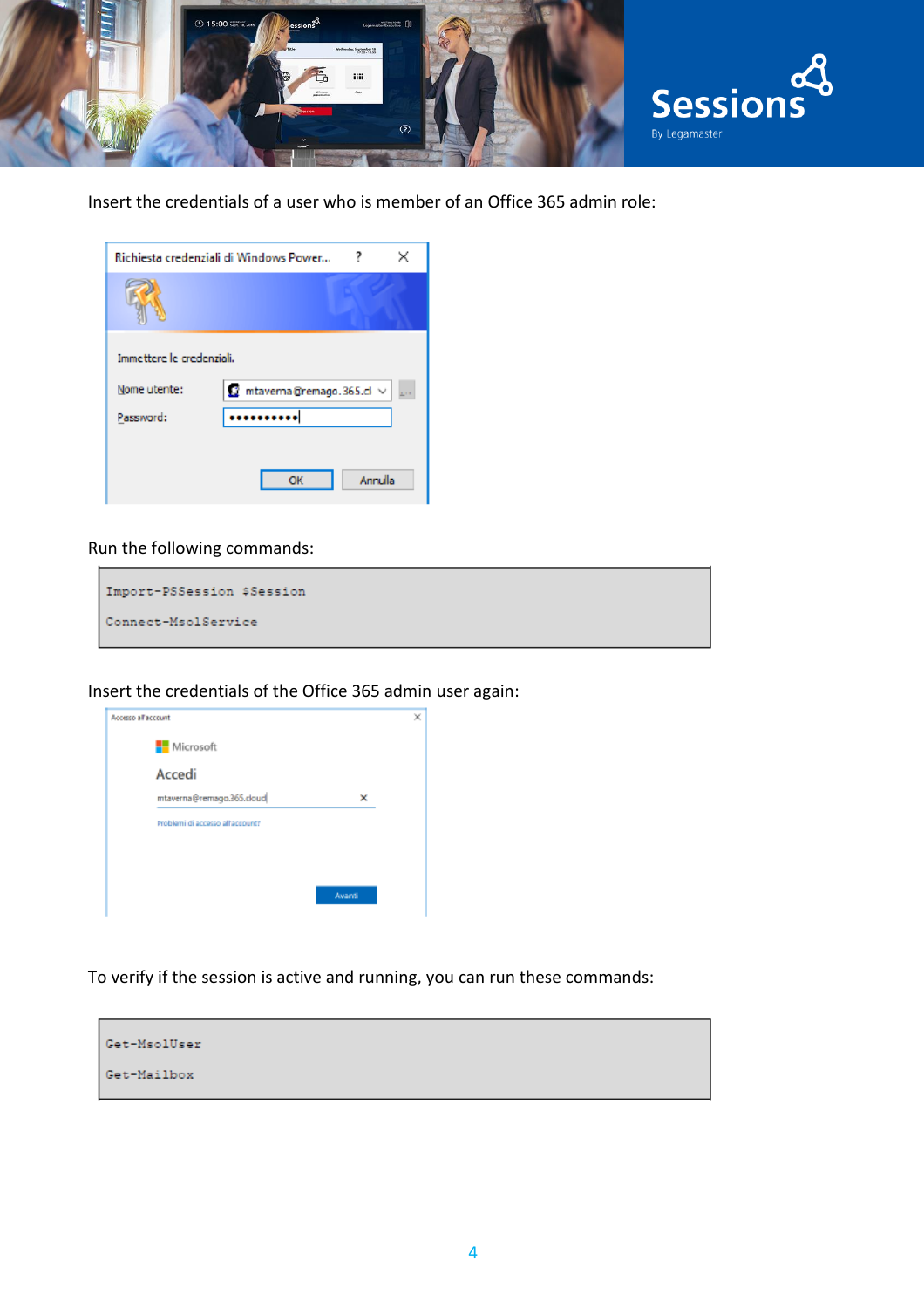Insert the credentials of a user who is member of an Office 365 admin role:

Run the following commands:

```
Import-PSSession $Session

Connect-MsolService
```

Insert the credentials of the Office 365 admin user again:

To verify if the session is active and running, you can run these commands:

```
Get-MsolUser

Get-Mailbox
```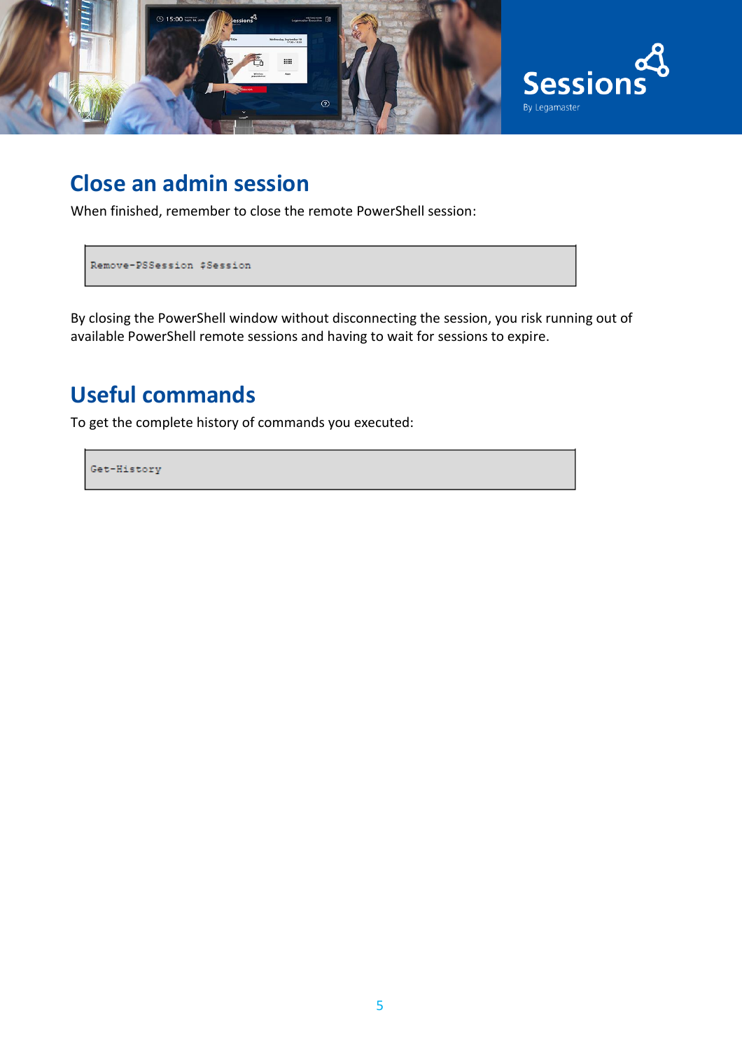## Close an admin session

When finished, remember to close the remote PowerShell session:

```
Remove-PSSession $Session
```

By closing the PowerShell window without disconnecting the session, you risk running out of available PowerShell remote sessions and having to wait for sessions to expire.

## Useful commands

To get the complete history of commands you executed:

```
Get-History
```